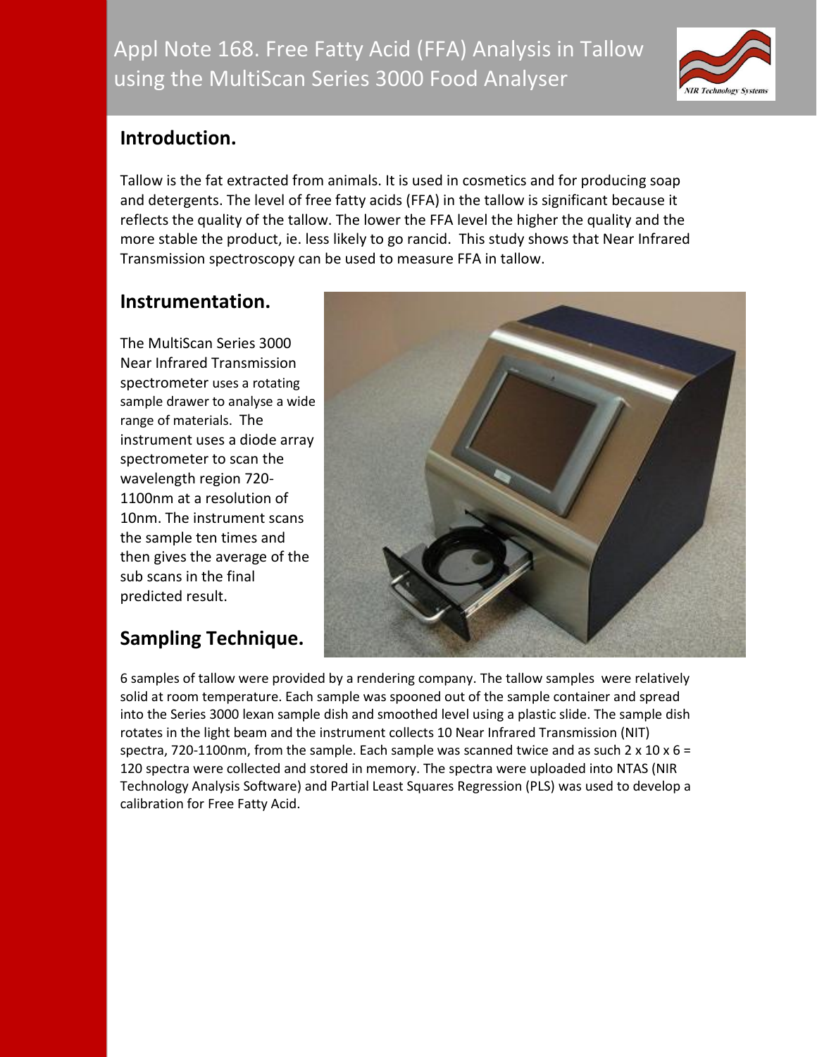# Appl Note 168. Free Fatty Acid (FFA) Analysis in Tallow using the MultiScan Series 3000 Food Analyser

## Introduction.

Tallow is the fat extracted from animals. It is used in cosmetics and for producing soap and detergents. The level of free fatty acids (FFA) in the tallow is significant because it reflects the quality of the tallow. The lower the FFA level the higher the quality and the more stable the product, ie. less likely to go rancid. This study shows that Near Infrared Transmission spectroscopy can be used to measure FFA in tallow.

## Instrumentation.

The MultiScan Series 3000 Near Infrared Transmission spectrometer uses a rotating sample drawer to analyse a wide range of materials. The instrument uses a diode array spectrometer to scan the wavelength region 720-1100nm at a resolution of 10nm. The instrument scans the sample ten times and then gives the average of the sub scans in the final predicted result.

## Sampling Technique.

6 samples of tallow were provided by a rendering company. The tallow samples were relatively solid at room temperature. Each sample was spooned out of the sample container and spread into the Series 3000 lexan sample dish and smoothed level using a plastic slide. The sample dish rotates in the light beam and the instrument collects 10 Near Infrared Transmission (NIT) spectra, 720-1100nm, from the sample. Each sample was scanned twice and as such 2 x 10 x 6 = 120 spectra were collected and stored in memory. The spectra were uploaded into NTAS (NIR Technology Analysis Software) and Partial Least Squares Regression (PLS) was used to develop a calibration for Free Fatty Acid.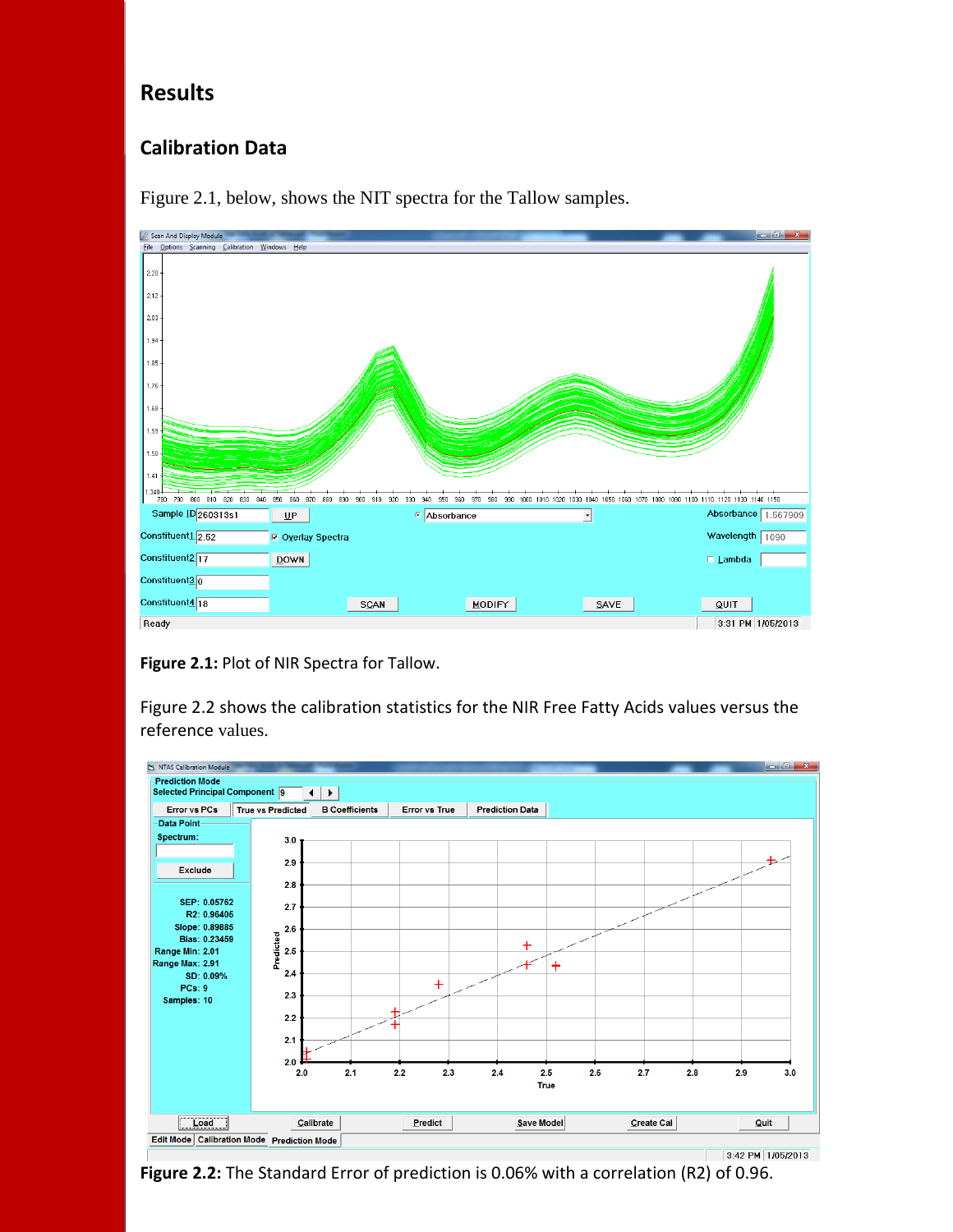## Results

### Calibration Data

Figure 2.1, below, shows the NIT spectra for the Tallow samples.

**Figure 2.1:** Plot of NIR Spectra for Tallow.

Figure 2.2 shows the calibration statistics for the NIR Free Fatty Acids values versus the reference values.

**Figure 2.2:** The Standard Error of prediction is 0.06% with a correlation (R2) of 0.96.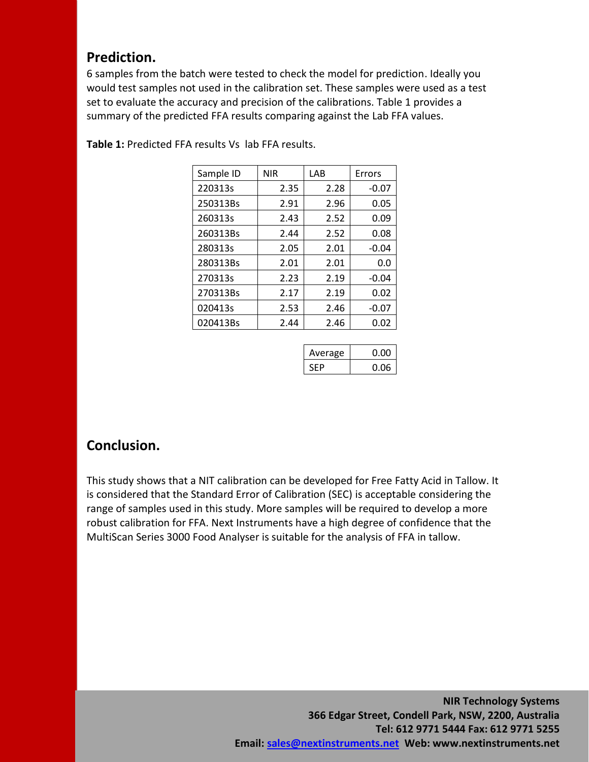## Prediction.

6 samples from the batch were tested to check the model for prediction. Ideally you would test samples not used in the calibration set. These samples were used as a test set to evaluate the accuracy and precision of the calibrations. Table 1 provides a summary of the predicted FFA results comparing against the Lab FFA values.

**Table 1:** Predicted FFA results Vs lab FFA results.

| Sample ID | NIR | LAB | Errors |
|---|---|---|---|
| 220313s | 2.35 | 2.28 | -0.07 |
| 250313Bs | 2.91 | 2.96 | 0.05 |
| 260313s | 2.43 | 2.52 | 0.09 |
| 260313Bs | 2.44 | 2.52 | 0.08 |
| 280313s | 2.05 | 2.01 | -0.04 |
| 280313Bs | 2.01 | 2.01 | 0.0 |
| 270313s | 2.23 | 2.19 | -0.04 |
| 270313Bs | 2.17 | 2.19 | 0.02 |
| 020413s | 2.53 | 2.46 | -0.07 |
| 020413Bs | 2.44 | 2.46 | 0.02 |

| | |
|---|---|
| Average | 0.00 |
| SEP | 0.06 |

## Conclusion.

This study shows that a NIT calibration can be developed for Free Fatty Acid in Tallow. It is considered that the Standard Error of Calibration (SEC) is acceptable considering the range of samples used in this study. More samples will be required to develop a more robust calibration for FFA. Next Instruments have a high degree of confidence that the MultiScan Series 3000 Food Analyser is suitable for the analysis of FFA in tallow.

**NIR Technology Systems**
**366 Edgar Street, Condell Park, NSW, 2200, Australia**
**Tel: 612 9771 5444 Fax: 612 9771 5255**
**Email: sales@nextinstruments.net Web: www.nextinstruments.net**